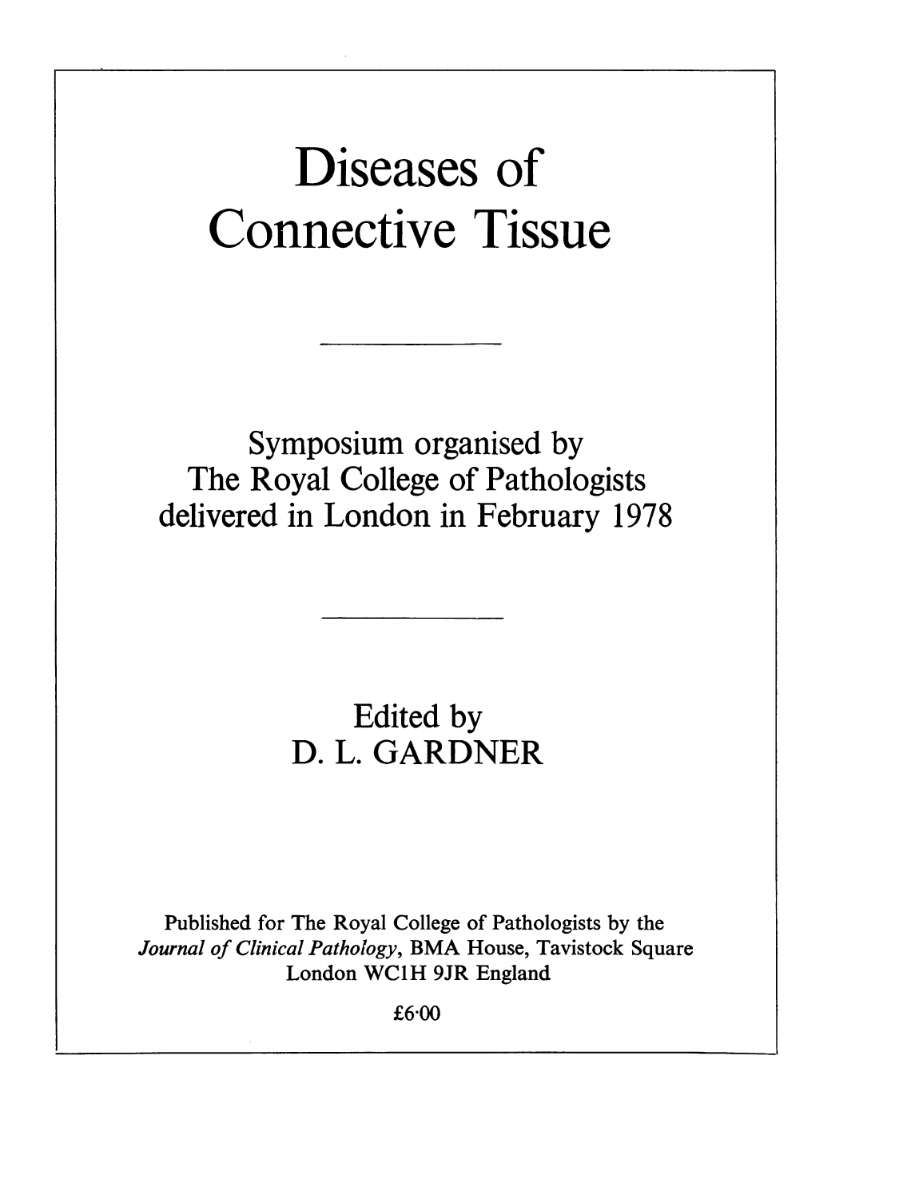# Diseases of Connective Tissue

---

Symposium organised by
The Royal College of Pathologists
delivered in London in February 1978

---

Edited by
D. L. GARDNER

Published for The Royal College of Pathologists by the
*Journal of Clinical Pathology*, BMA House, Tavistock Square
London WC1H 9JR England

£6·00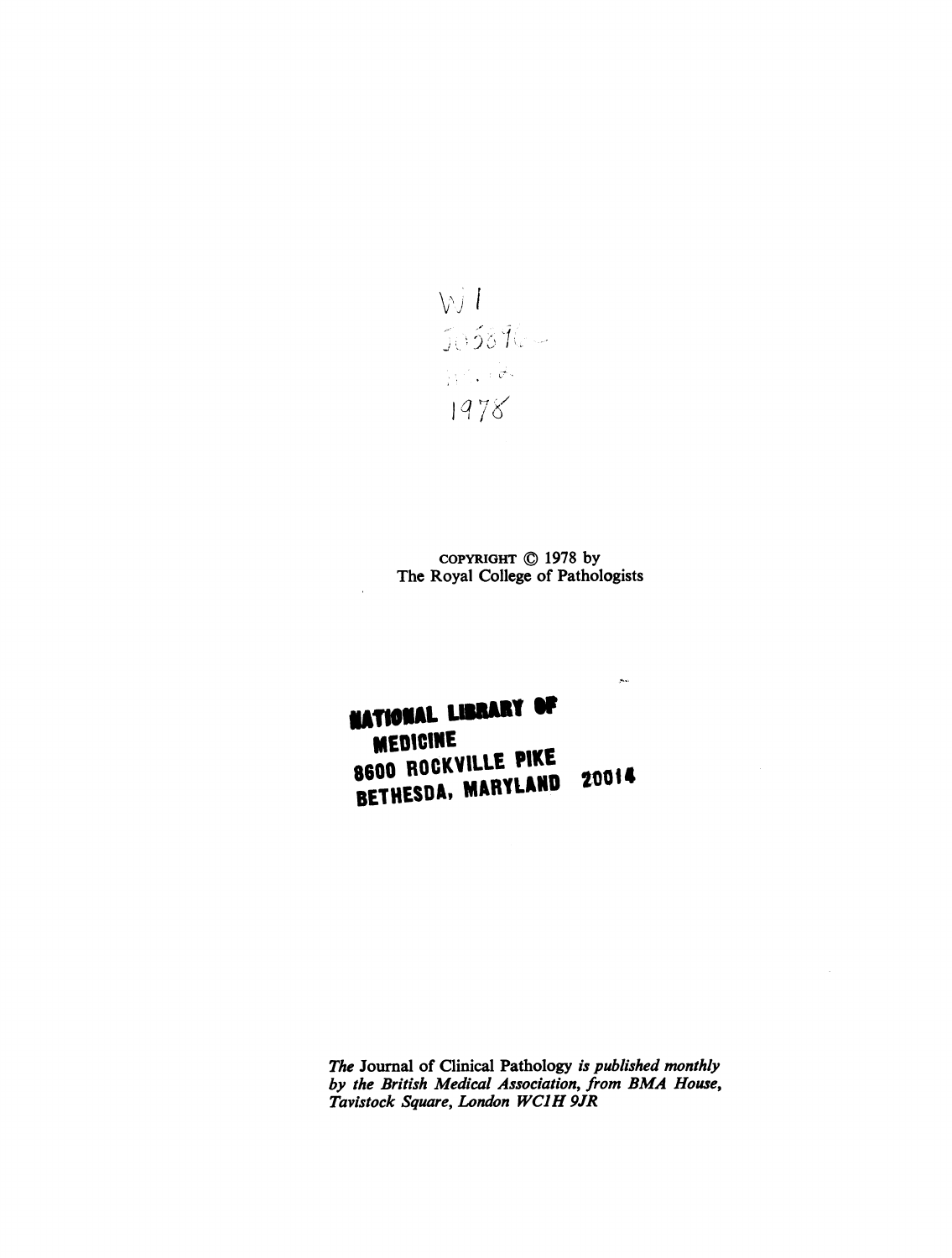W1
J0587
1978

COPYRIGHT © 1978 by
The Royal College of Pathologists

NATIONAL LIBRARY OF
MEDICINE
8600 ROCKVILLE PIKE
BETHESDA, MARYLAND 20014

*The* Journal of Clinical Pathology *is published monthly by the British Medical Association, from BMA House, Tavistock Square, London WC1H 9JR*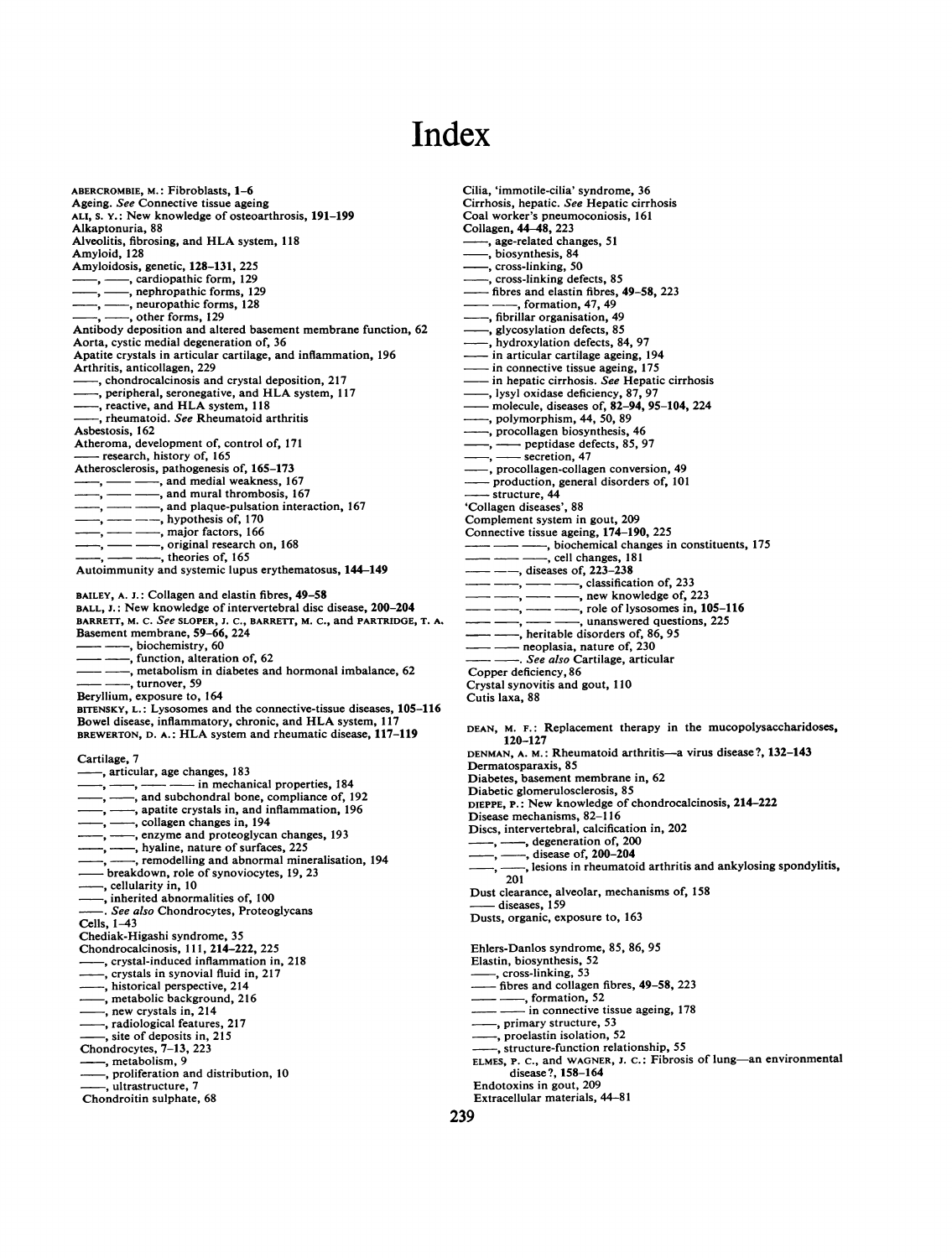# Index

ABERCROMBIE, M.: Fibroblasts, **1–6**
Ageing. *See* Connective tissue ageing
ALI, S. Y.: New knowledge of osteoarthrosis, **191–199**
Alkaptonuria, 88
Alveolitis, fibrosing, and HLA system, 118
Amyloid, 128
Amyloidosis, genetic, **128–131**, 225
——, ——, cardiopathic form, 129
——, ——, nephropathic forms, 129
——, ——, neuropathic forms, 128
——, ——, other forms, 129
Antibody deposition and altered basement membrane function, 62
Aorta, cystic medial degeneration of, 36
Apatite crystals in articular cartilage and inflammation, 196
Arthritis, anticollagen, 229
——, chondrocalcinosis and crystal deposition, 217
——, peripheral, seronegative, and HLA system, 117
——, reactive, and HLA system, 118
——, rheumatoid. *See* Rheumatoid arthritis
Asbestosis, 162
Atheroma, development of, control of, 171
—— research, history of, 165
Atherosclerosis, pathogenesis of, **165–173**
——, —— ——, and medial weakness, 167
——, —— ——, and mural thrombosis, 167
——, —— ——, and plaque-pulsation interaction, 167
——, —— ——, hypothesis of, 170
——, —— ——, major factors, 166
——, —— ——, original research on, 168
——, —— ——, theories of, 165
Autoimmunity and systemic lupus erythematosus, **144–149**

BAILEY, A. J.: Collagen and elastin fibres, **49–58**
BALL, J.: New knowledge of intervertebral disc disease, **200–204**
BARRETT, M. C. *See* SLOPER, J. C., BARRETT, M. C., and PARTRIDGE, T. A.
Basement membrane, **59–66**, 224
—— ——, biochemistry, 60
—— ——, function, alteration of, 62
—— ——, metabolism in diabetes and hormonal imbalance, 62
—— ——, turnover, 59
Beryllium, exposure to, 164
BITENSKY, L.: Lysosomes and the connective-tissue diseases, **105–116**
Bowel disease, inflammatory, chronic, and HLA system, 117
BREWERTON, D. A.: HLA system and rheumatic disease, **117–119**

Cartilage, 7
——, articular, age changes, 183
——, ——, —— —— in mechanical properties, 184
——, ——, and subchondral bone, compliance of, 192
——, ——, apatite crystals in, and inflammation, 196
——, ——, collagen changes in, 194
——, ——, enzyme and proteoglycan changes, 193
——, ——, hyaline, nature of surfaces, 225
——, ——, remodelling and abnormal mineralisation, 194
—— breakdown, role of synoviocytes, 19, 23
——, cellularity in, 10
——, inherited abnormalities of, 100
——. *See also* Chondrocytes, Proteoglycans
Cells, 1–43
Chediak-Higashi syndrome, 35
Chondrocalcinosis, 111, **214–222**, 225
——, crystal-induced inflammation in, 218
——, crystals in synovial fluid in, 217
——, historical perspective, 214
——, metabolic background, 216
——, new crystals in, 214
——, radiological features, 217
——, site of deposits in, 215
Chondrocytes, **7–13**, 223
——, metabolism, 9
——, proliferation and distribution, 10
——, ultrastructure, 7
Chondroitin sulphate, 68

Cilia, 'immotile-cilia' syndrome, 36
Cirrhosis, hepatic. *See* Hepatic cirrhosis
Coal worker's pneumoconiosis, 161
Collagen, **44–48**, 223
——, age-related changes, 51
——, biosynthesis, 84
——, cross-linking, 50
——, cross-linking defects, 85
—— fibres and elastin fibres, **49–58**, 223
—— ——, formation, 47, 49
——, fibrillar organisation, 49
——, glycosylation defects, 85
——, hydroxylation defects, 84, 97
—— in articular cartilage ageing, 194
—— in connective tissue ageing, 175
—— in hepatic cirrhosis. *See* Hepatic cirrhosis
——, lysyl oxidase deficiency, 87, 97
—— molecule, diseases of, **82–94**, **95–104**, 224
——, polymorphism, 44, 50, 89
——, procollagen biosynthesis, 46
——, —— peptidase defects, 85, 97
——, —— secretion, 47
——, procollagen-collagen conversion, 49
—— production, general disorders of, 101
—— structure, 44
'Collagen diseases', 88
Complement system in gout, 209
Connective tissue ageing, **174–190**, 225
—— —— ——, biochemical changes in constituents, 175
—— —— ——, cell changes, 181
—— ——, diseases of, **223–238**
—— ——, —— ——, classification of, 233
—— ——, —— ——, new knowledge of, 223
—— ——, —— ——, role of lysosomes in, **105–116**
—— ——, —— ——, unanswered questions, 225
—— ——, heritable disorders of, 86, 95
—— —— neoplasia, nature of, 230
—— ——. *See also* Cartilage, articular
Copper deficiency, 86
Crystal synovitis and gout, 110
Cutis laxa, 88

DEAN, M. F.: Replacement therapy in the mucopolysaccharidoses, **120–127**
DENMAN, A. M.: Rheumatoid arthritis—a virus disease?, **132–143**
Dermatosparaxis, 85
Diabetes, basement membrane in, 62
Diabetic glomerulosclerosis, 85
DIEPPE, P.: New knowledge of chondrocalcinosis, **214–222**
Disease mechanisms, 82–116
Discs, intervertebral, calcification in, 202
——, ——, degeneration of, 200
——, ——, disease of, **200–204**
——, ——, lesions in rheumatoid arthritis and ankylosing spondylitis, 201
Dust clearance, alveolar, mechanisms of, 158
—— diseases, 159
Dusts, organic, exposure to, 163

Ehlers-Danlos syndrome, 85, 86, 95
Elastin, biosynthesis, 52
——, cross-linking, 53
—— fibres and collagen fibres, **49–58**, 223
—— ——, formation, 52
—— —— in connective tissue ageing, 178
——, primary structure, 53
——, proelastin isolation, 52
——, structure-function relationship, 55
ELMES, P. C., and WAGNER, J. C.: Fibrosis of lung—an environmental disease?, **158–164**
Endotoxins in gout, 209
Extracellular materials, 44–81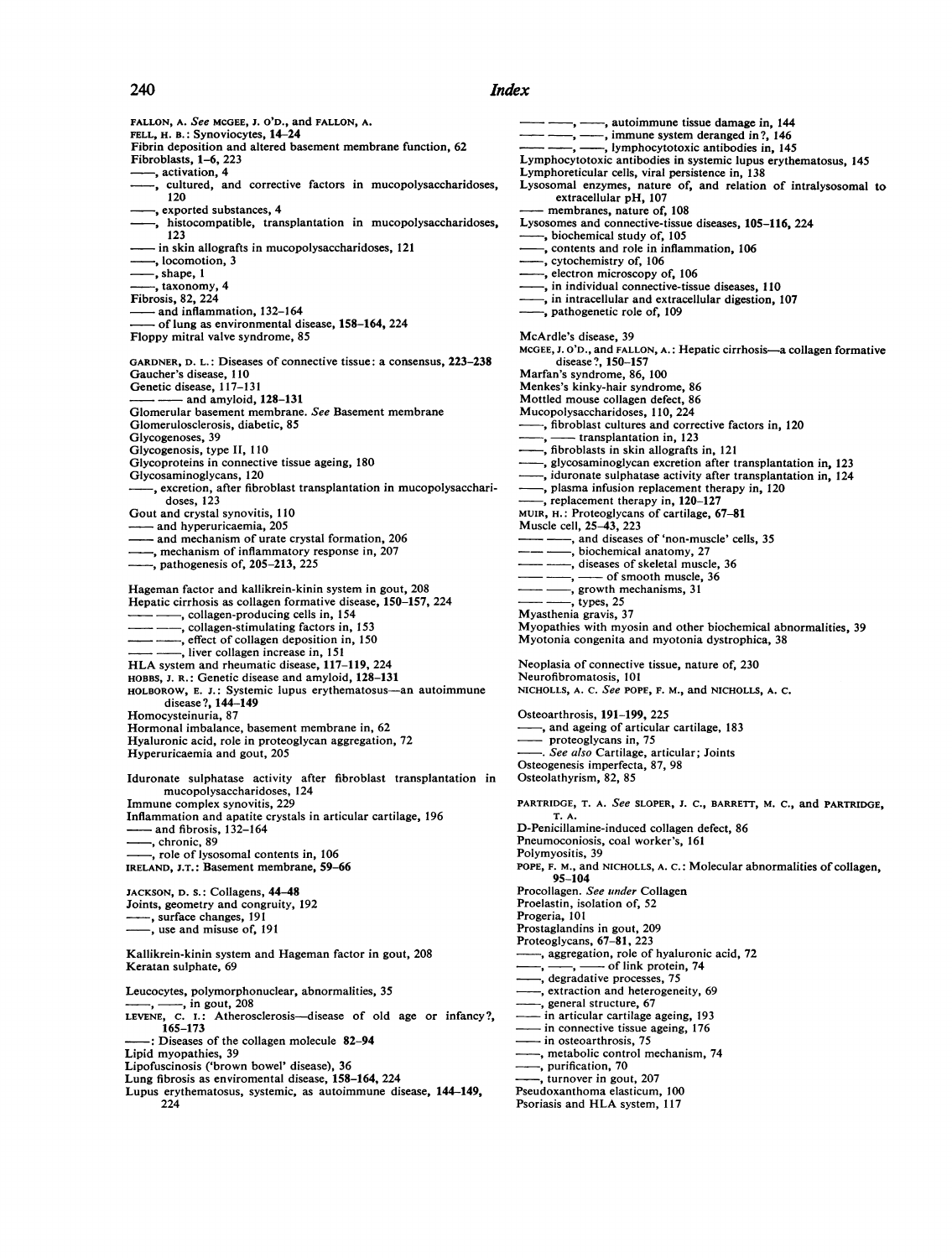# Index

FALLON, A. *See* MCGEE, J. O'D., and FALLON, A.
FELL, H. B.: Synoviocytes, **14–24**
Fibrin deposition and altered basement membrane function, 62
Fibroblasts, 1–6, 223
——, activation, 4
——, cultured, and corrective factors in mucopolysaccharidoses, 120
——, exported substances, 4
——, histocompatible, transplantation in mucopolysaccharidoses, 123
—— in skin allografts in mucopolysaccharidoses, 121
——, locomotion, 3
——, shape, 1
——, taxonomy, 4
Fibrosis, 82, 224
—— and inflammation, 132–164
—— of lung as environmental disease, **158–164**, 224
Floppy mitral valve syndrome, 85

GARDNER, D. L.: Diseases of connective tissue: a consensus, **223–238**
Gaucher's disease, 110
Genetic disease, 117–131
—— —— and amyloid, **128–131**
Glomerular basement membrane. *See* Basement membrane
Glomerulosclerosis, diabetic, 85
Glycogenoses, 39
Glycogenosis, type II, 110
Glycoproteins in connective tissue ageing, 180
Glycosaminoglycans, 120
——, excretion, after fibroblast transplantation in mucopolysaccharidoses, 123
Gout and crystal synovitis, 110
—— and hyperuricaemia, 205
—— and mechanism of urate crystal formation, 206
——, mechanism of inflammatory response in, 207
——, pathogenesis of, **205–213**, 225

Hageman factor and kallikrein-kinin system in gout, 208
Hepatic cirrhosis as collagen formative disease, **150–157**, 224
—— ——, collagen-producing cells in, 154
—— ——, collagen-stimulating factors in, 153
—— ——, effect of collagen deposition in, 150
—— ——, liver collagen increase in, 151
HLA system and rheumatic disease, **117–119**, 224
HOBBS, J. R.: Genetic disease and amyloid, **128–131**
HOLBOROW, E. J.: Systemic lupus erythematosus—an autoimmune disease?, **144–149**
Homocysteinuria, 87
Hormonal imbalance, basement membrane in, 62
Hyaluronic acid, role in proteoglycan aggregation, 72
Hyperuricaemia and gout, 205

Iduronate sulphatase activity after fibroblast transplantation in mucopolysaccharidoses, 124
Immune complex synovitis, 229
Inflammation and apatite crystals in articular cartilage, 196
—— and fibrosis, 132–164
——, chronic, 89
——, role of lysosomal contents in, 106
IRELAND, J.T.: Basement membrane, **59–66**

JACKSON, D. S.: Collagens, **44–48**
Joints, geometry and congruity, 192
——, surface changes, 191
——, use and misuse of, 191

Kallikrein-kinin system and Hageman factor in gout, 208
Keratan sulphate, 69

Leucocytes, polymorphonuclear, abnormalities, 35
——, ——, in gout, 208
LEVENE, C. I.: Atherosclerosis—disease of old age or infancy?, **165–173**
——: Diseases of the collagen molecule **82–94**
Lipid myopathies, 39
Lipofuscinosis ('brown bowel' disease), 36
Lung fibrosis as enviromental disease, **158–164**, 224
Lupus erythematosus, systemic, as autoimmune disease, **144–149**, 224
—— ——, ——, autoimmune tissue damage in, 144
—— ——, ——, immune system deranged in?, 146
—— ——, ——, lymphocytotoxic antibodies in, 145
Lymphocytotoxic antibodies in systemic lupus erythematosus, 145
Lymphoreticular cells, viral persistence in, 138
Lysosomal enzymes, nature of, and relation of intralysosomal to extracellular pH, 107
—— membranes, nature of, 108
Lysosomes and connective-tissue diseases, **105–116**, 224
——, biochemical study of, 105
——, contents and role in inflammation, 106
——, cytochemistry of, 106
——, electron microscopy of, 106
——, in individual connective-tissue diseases, 110
——, in intracellular and extracellular digestion, 107
——, pathogenetic role of, 109

McArdle's disease, 39
MCGEE, J. O'D., and FALLON, A.: Hepatic cirrhosis—a collagen formative disease?, **150–157**
Marfan's syndrome, 86, 100
Menkes's kinky-hair syndrome, 86
Mottled mouse collagen defect, 86
Mucopolysaccharidoses, 110, 224
——, fibroblast cultures and corrective factors in, 120
——, —— transplantation in, 123
——, fibroblasts in skin allografts in, 121
——, glycosaminoglycan excretion after transplantation in, 123
——, iduronate sulphatase activity after transplantation in, 124
——, plasma infusion replacement therapy in, 120
——, replacement therapy in, 120–127
MUIR, H.: Proteoglycans of cartilage, **67–81**
Muscle cell, 25–43, 223
—— ——, and diseases of 'non-muscle' cells, 35
—— ——, biochemical anatomy, 27
—— ——, diseases of skeletal muscle, 36
—— ——, —— of smooth muscle, 36
—— ——, growth mechanisms, 31
—— ——, types, 25
Myasthenia gravis, 37
Myopathies with myosin and other biochemical abnormalities, 39
Myotonia congenita and myotonia dystrophica, 38

Neoplasia of connective tissue, nature of, 230
Neurofibromatosis, 101
NICHOLLS, A. C. *See* POPE, F. M., and NICHOLLS, A. C.

Osteoarthrosis, **191–199**, 225
——, and ageing of articular cartilage, 183
—— proteoglycans in, 75
——. *See also* Cartilage, articular; Joints
Osteogenesis imperfecta, 87, 98
Osteolathyrism, 82, 85

PARTRIDGE, T. A. *See* SLOPER, J. C., BARRETT, M. C., and PARTRIDGE, T. A.
D-Penicillamine-induced collagen defect, 86
Pneumoconiosis, coal worker's, 161
Polymyositis, 39
POPE, F. M., and NICHOLLS, A. C.: Molecular abnormalities of collagen, **95–104**
Procollagen. *See under* Collagen
Proelastin, isolation of, 52
Progeria, 101
Prostaglandins in gout, 209
Proteoglycans, 67–81, 223
——, aggregation, role of hyaluronic acid, 72
——, ——, —— of link protein, 74
——, degradative processes, 75
——, extraction and heterogeneity, 69
——, general structure, 67
—— in articular cartilage ageing, 193
—— in connective tissue ageing, 176
—— in osteoarthrosis, 75
——, metabolic control mechanism, 74
——, purification, 70
——, turnover in gout, 207
Pseudoxanthoma elasticum, 100
Psoriasis and HLA system, 117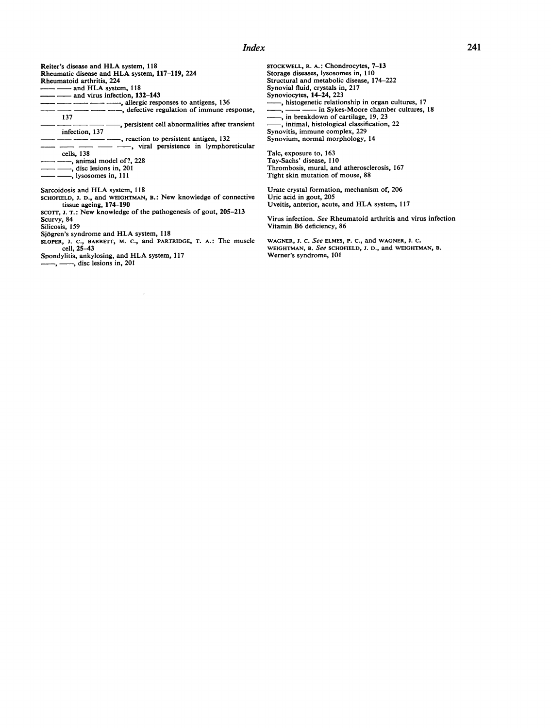# Index

Reiter's disease and HLA system, 118
Rheumatic disease and HLA system, **117–119**, 224
Rheumatoid arthritis, 224
—— —— and HLA system, 118
—— —— and virus infection, **132–143**
—— —— —— —— ——, allergic responses to antigens, 136
—— —— —— —— ——, defective regulation of immune response, 137
—— —— —— —— ——, persistent cell abnormalities after transient infection, 137
—— —— —— —— ——, reaction to persistent antigen, 132
—— —— —— —— ——, viral persistence in lymphoreticular cells, 138
—— ——, animal model of?, 228
—— ——, disc lesions in, 201
—— ——, lysosomes in, 111

Sarcoidosis and HLA system, 118
SCHOFIELD, J. D., and WEIGHTMAN, B.: New knowledge of connective tissue ageing, **174–190**
SCOTT, J. T.: New knowledge of the pathogenesis of gout, **205–213**
Scurvy, 84
Silicosis, 159
Sjögren's syndrome and HLA system, 118
SLOPER, J. C., BARRETT, M. C., and PARTRIDGE, T. A.: The muscle cell, **25–43**
Spondylitis, ankylosing, and HLA system, 117
——, ——, disc lesions in, 201

STOCKWELL, R. A.: Chondrocytes, **7–13**
Storage diseases, lysosomes in, 110
Structural and metabolic disease, 174–222
Synovial fluid, crystals in, 217
Synoviocytes, **14–24**, 223
——, histogenetic relationship in organ cultures, 17
——, —— —— in Sykes-Moore chamber cultures, 18
——, in breakdown of cartilage, 19, 23
——, intimal, histological classification, 22
Synovitis, immune complex, 229
Synovium, normal morphology, 14

Talc, exposure to, 163
Tay-Sachs' disease, 110
Thrombosis, mural, and atherosclerosis, 167
Tight skin mutation of mouse, 88

Urate crystal formation, mechanism of, 206
Uric acid in gout, 205
Uveitis, anterior, acute, and HLA system, 117

Virus infection. *See* Rheumatoid arthritis and virus infection
Vitamin B6 deficiency, 86

WAGNER, J. C. *See* ELMES, P. C., and WAGNER, J. C.
WEIGHTMAN, B. *See* SCHOFIELD, J. D., and WEIGHTMAN, B.
Werner's syndrome, 101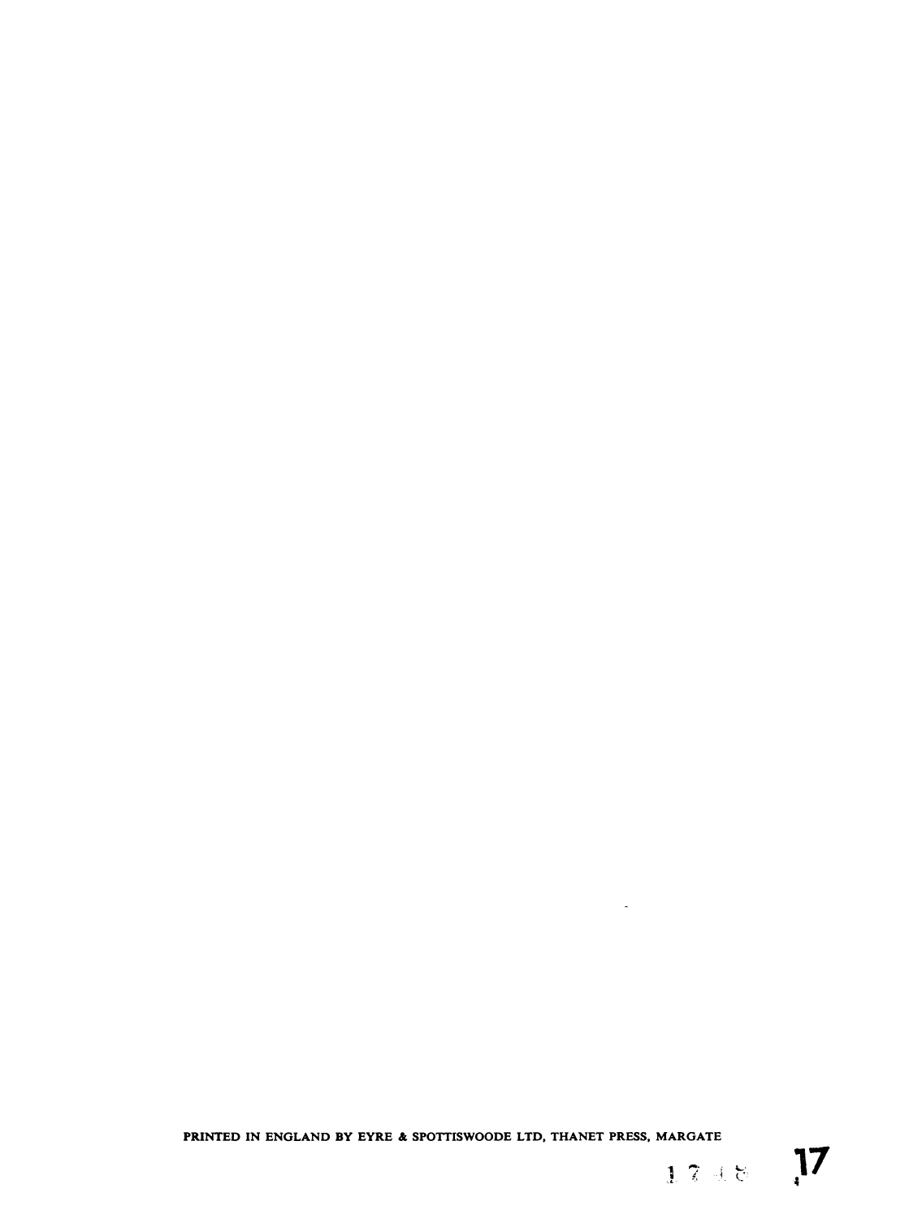PRINTED IN ENGLAND BY EYRE & SPOTTISWOODE LTD, THANET PRESS, MARGATE

1 7 4 8